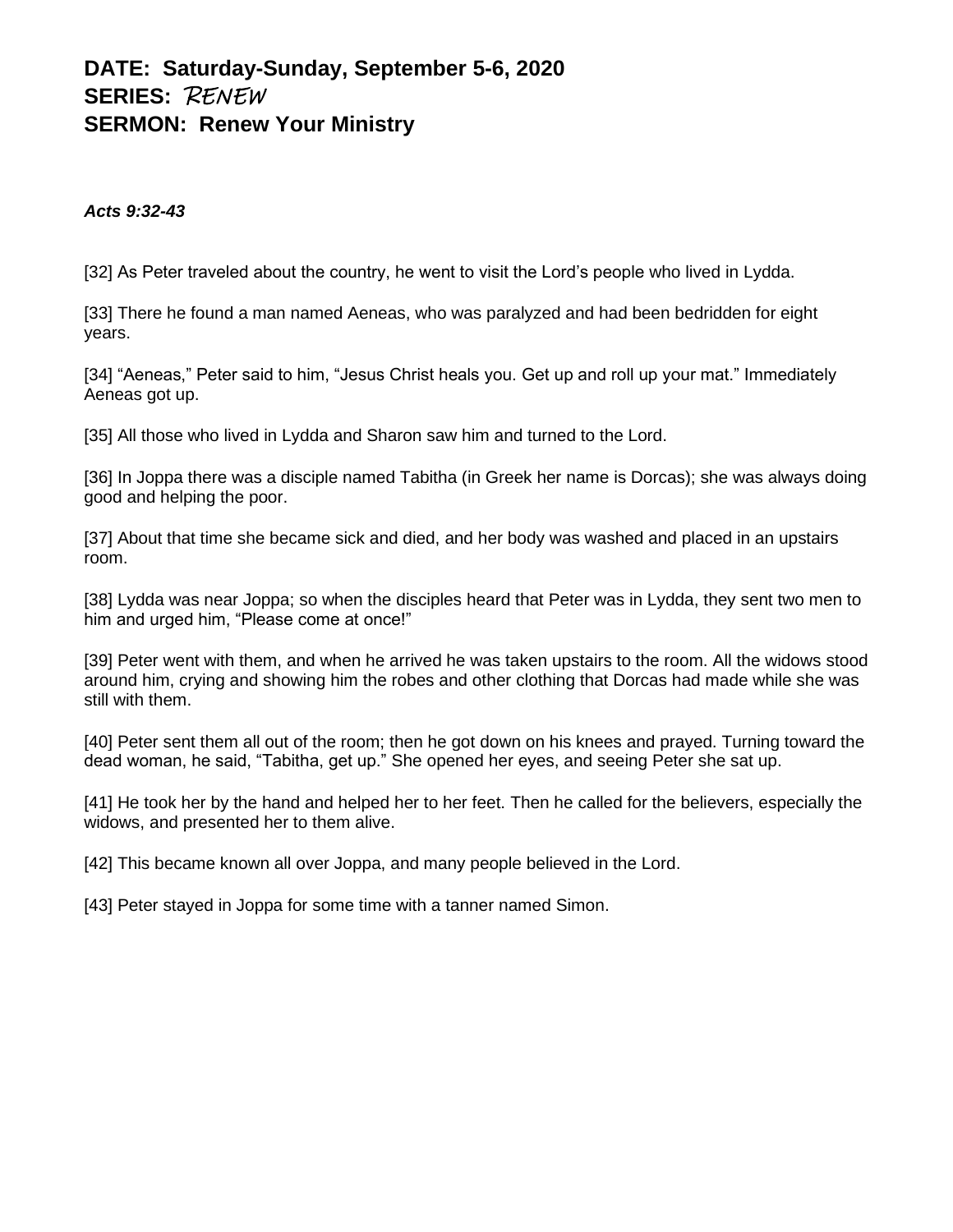**DATE: Saturday-Sunday, September 5-6, 2020**
**SERIES:** *RENEW*
**SERMON: Renew Your Ministry**

***Acts 9:32-43***

[32] As Peter traveled about the country, he went to visit the Lord's people who lived in Lydda.

[33] There he found a man named Aeneas, who was paralyzed and had been bedridden for eight years.

[34] "Aeneas," Peter said to him, "Jesus Christ heals you. Get up and roll up your mat." Immediately Aeneas got up.

[35] All those who lived in Lydda and Sharon saw him and turned to the Lord.

[36] In Joppa there was a disciple named Tabitha (in Greek her name is Dorcas); she was always doing good and helping the poor.

[37] About that time she became sick and died, and her body was washed and placed in an upstairs room.

[38] Lydda was near Joppa; so when the disciples heard that Peter was in Lydda, they sent two men to him and urged him, "Please come at once!"

[39] Peter went with them, and when he arrived he was taken upstairs to the room. All the widows stood around him, crying and showing him the robes and other clothing that Dorcas had made while she was still with them.

[40] Peter sent them all out of the room; then he got down on his knees and prayed. Turning toward the dead woman, he said, "Tabitha, get up." She opened her eyes, and seeing Peter she sat up.

[41] He took her by the hand and helped her to her feet. Then he called for the believers, especially the widows, and presented her to them alive.

[42] This became known all over Joppa, and many people believed in the Lord.

[43] Peter stayed in Joppa for some time with a tanner named Simon.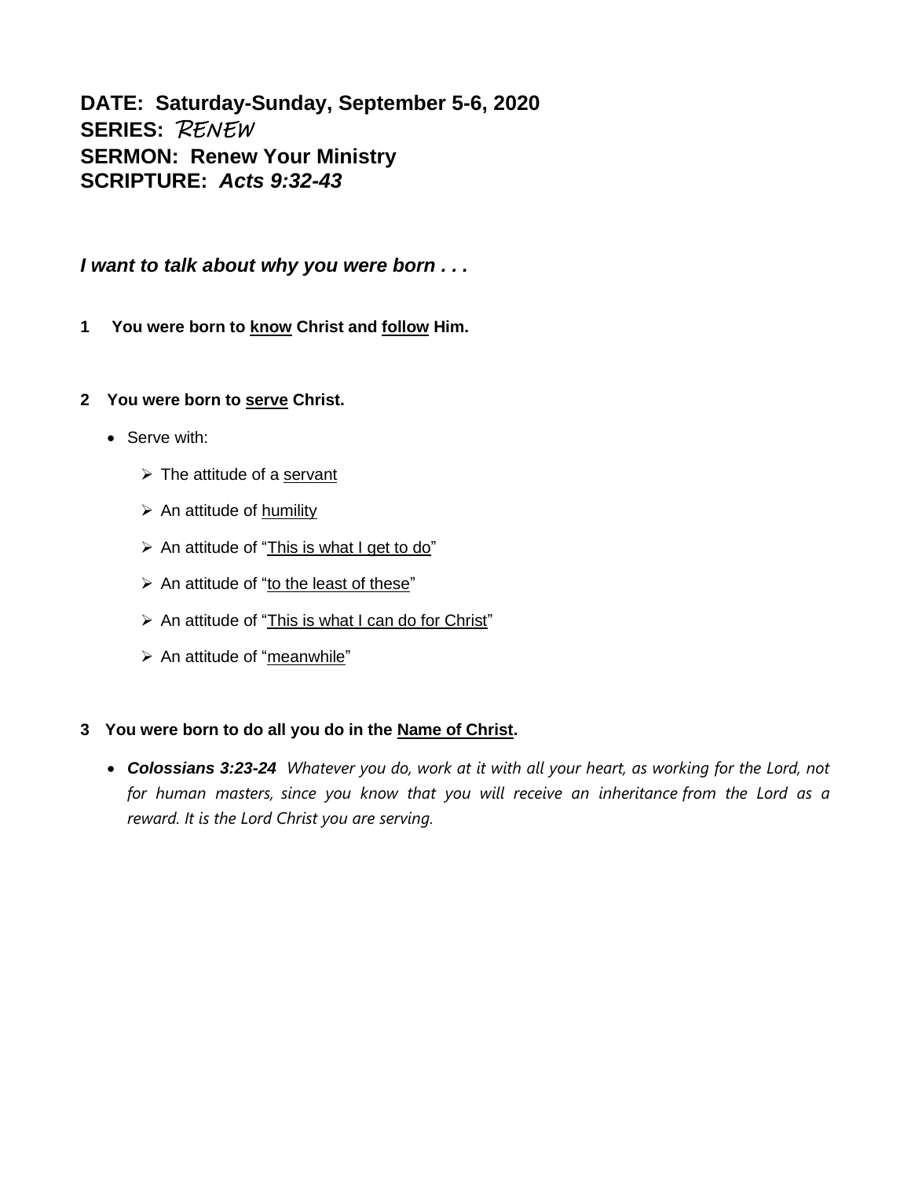**DATE: Saturday-Sunday, September 5-6, 2020**
**SERIES:** RENEW
**SERMON: Renew Your Ministry**
**SCRIPTURE:** ***Acts 9:32-43***

***I want to talk about why you were born . . .***

**1 You were born to <u>know</u> Christ and <u>follow</u> Him.**

**2 You were born to <u>serve</u> Christ.**

- Serve with:
  - The attitude of a <u>servant</u>
  - An attitude of <u>humility</u>
  - An attitude of "<u>This is what I get to do</u>"
  - An attitude of "<u>to the least of these</u>"
  - An attitude of "<u>This is what I can do for Christ</u>"
  - An attitude of "<u>meanwhile</u>"

**3 You were born to do all you do in the <u>Name of Christ</u>.**

- ***Colossians 3:23-24*** *Whatever you do, work at it with all your heart, as working for the Lord, not for human masters, since you know that you will receive an inheritance from the Lord as a reward. It is the Lord Christ you are serving.*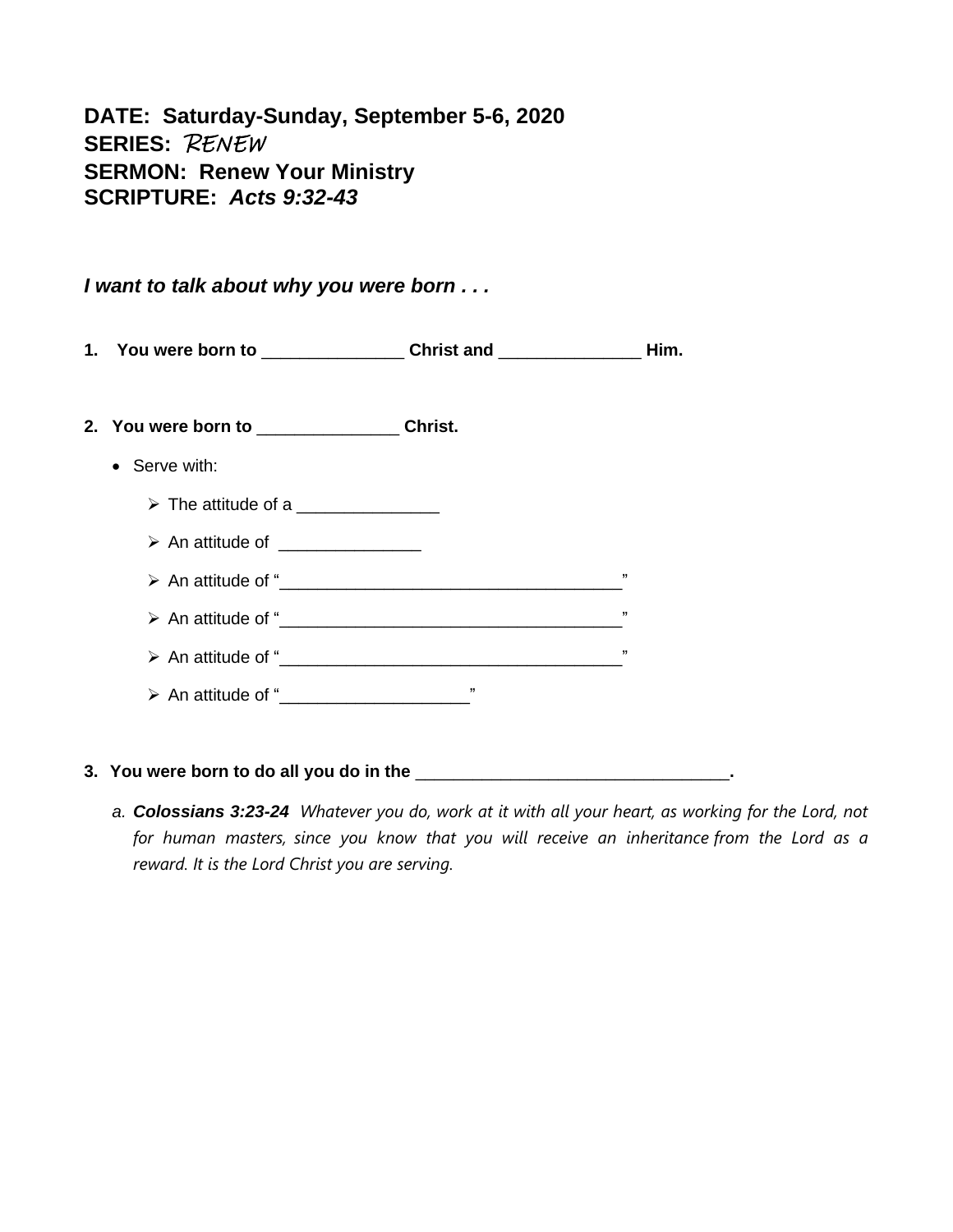**DATE: Saturday-Sunday, September 5-6, 2020**
**SERIES:** *RENEW*
**SERMON: Renew Your Ministry**
**SCRIPTURE:** ***Acts 9:32-43***

***I want to talk about why you were born . . .***

**1. You were born to _______________ Christ and _______________ Him.**

**2. You were born to _______________ Christ.**

- Serve with:
  - The attitude of a _______________
  - An attitude of _______________
  - An attitude of "_____________________________________"
  - An attitude of "_____________________________________"
  - An attitude of "_____________________________________"
  - An attitude of "____________________"

**3. You were born to do all you do in the __________________________________.**

a. ***Colossians 3:23-24*** *Whatever you do, work at it with all your heart, as working for the Lord, not for human masters, since you know that you will receive an inheritance from the Lord as a reward. It is the Lord Christ you are serving.*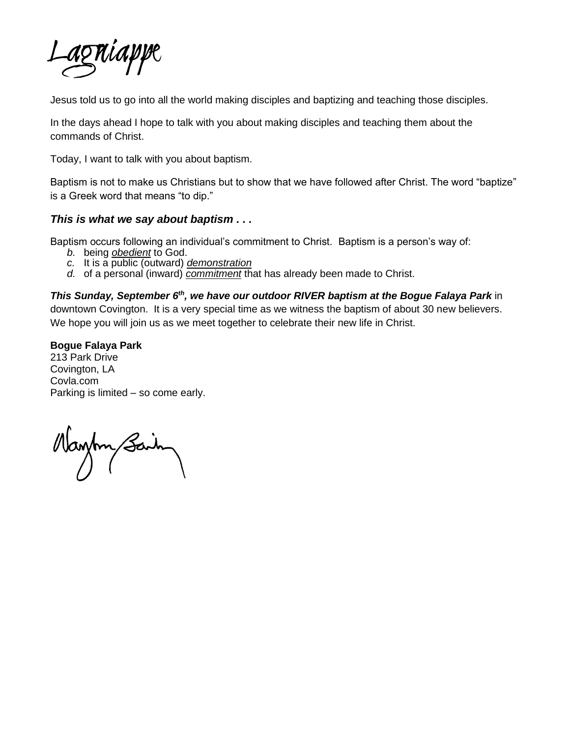# Lagniappe

Jesus told us to go into all the world making disciples and baptizing and teaching those disciples.

In the days ahead I hope to talk with you about making disciples and teaching them about the commands of Christ.

Today, I want to talk with you about baptism.

Baptism is not to make us Christians but to show that we have followed after Christ. The word "baptize" is a Greek word that means "to dip."

### *This is what we say about baptism . . .*

Baptism occurs following an individual's commitment to Christ. Baptism is a person's way of:

*b.* being ***obedient*** to God.
*c.* It is a public (outward) ***demonstration***
*d.* of a personal (inward) ***commitment*** that has already been made to Christ.

***This Sunday, September 6th, we have our outdoor RIVER baptism at the Bogue Falaya Park*** in downtown Covington. It is a very special time as we witness the baptism of about 30 new believers. We hope you will join us as we meet together to celebrate their new life in Christ.

**Bogue Falaya Park**
213 Park Drive
Covington, LA
Covla.com
Parking is limited – so come early.